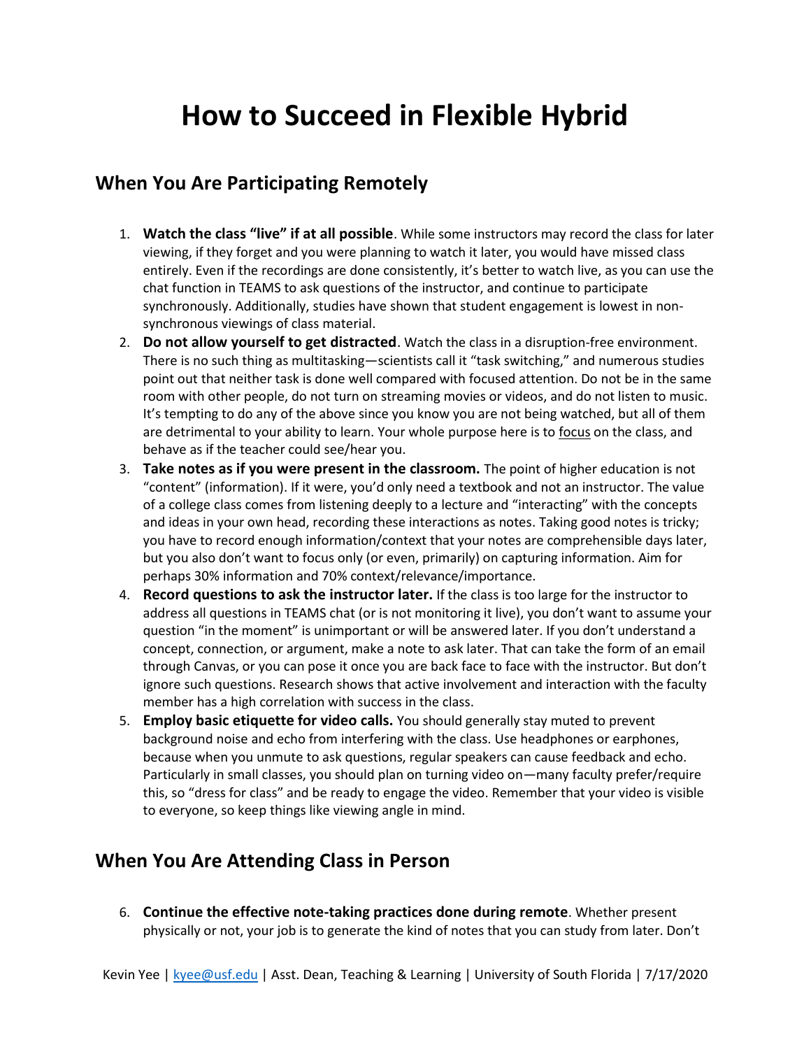# How to Succeed in Flexible Hybrid

## When You Are Participating Remotely

1. **Watch the class "live" if at all possible**. While some instructors may record the class for later viewing, if they forget and you were planning to watch it later, you would have missed class entirely. Even if the recordings are done consistently, it's better to watch live, as you can use the chat function in TEAMS to ask questions of the instructor, and continue to participate synchronously. Additionally, studies have shown that student engagement is lowest in non-synchronous viewings of class material.
2. **Do not allow yourself to get distracted**. Watch the class in a disruption-free environment. There is no such thing as multitasking—scientists call it "task switching," and numerous studies point out that neither task is done well compared with focused attention. Do not be in the same room with other people, do not turn on streaming movies or videos, and do not listen to music. It's tempting to do any of the above since you know you are not being watched, but all of them are detrimental to your ability to learn. Your whole purpose here is to focus on the class, and behave as if the teacher could see/hear you.
3. **Take notes as if you were present in the classroom.** The point of higher education is not "content" (information). If it were, you'd only need a textbook and not an instructor. The value of a college class comes from listening deeply to a lecture and "interacting" with the concepts and ideas in your own head, recording these interactions as notes. Taking good notes is tricky; you have to record enough information/context that your notes are comprehensible days later, but you also don't want to focus only (or even, primarily) on capturing information. Aim for perhaps 30% information and 70% context/relevance/importance.
4. **Record questions to ask the instructor later.** If the class is too large for the instructor to address all questions in TEAMS chat (or is not monitoring it live), you don't want to assume your question "in the moment" is unimportant or will be answered later. If you don't understand a concept, connection, or argument, make a note to ask later. That can take the form of an email through Canvas, or you can pose it once you are back face to face with the instructor. But don't ignore such questions. Research shows that active involvement and interaction with the faculty member has a high correlation with success in the class.
5. **Employ basic etiquette for video calls.** You should generally stay muted to prevent background noise and echo from interfering with the class. Use headphones or earphones, because when you unmute to ask questions, regular speakers can cause feedback and echo. Particularly in small classes, you should plan on turning video on—many faculty prefer/require this, so "dress for class" and be ready to engage the video. Remember that your video is visible to everyone, so keep things like viewing angle in mind.

## When You Are Attending Class in Person

6. **Continue the effective note-taking practices done during remote**. Whether present physically or not, your job is to generate the kind of notes that you can study from later. Don't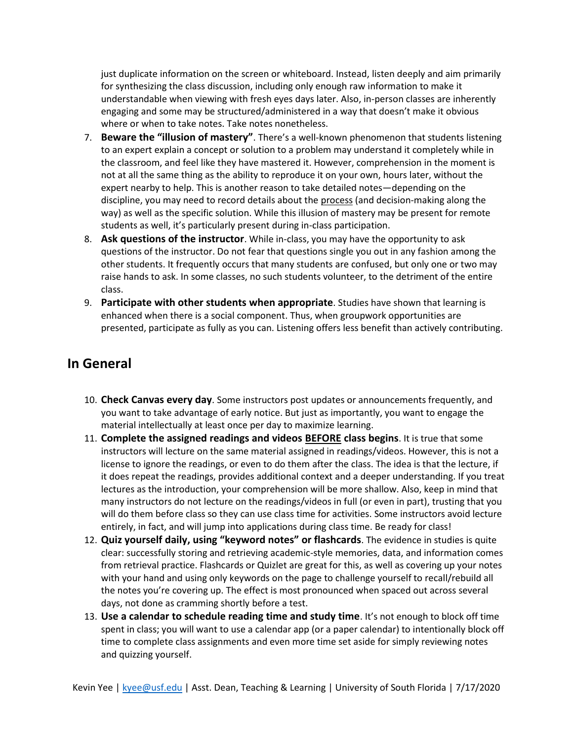just duplicate information on the screen or whiteboard. Instead, listen deeply and aim primarily for synthesizing the class discussion, including only enough raw information to make it understandable when viewing with fresh eyes days later. Also, in-person classes are inherently engaging and some may be structured/administered in a way that doesn't make it obvious where or when to take notes. Take notes nonetheless.

7. **Beware the "illusion of mastery"**. There's a well-known phenomenon that students listening to an expert explain a concept or solution to a problem may understand it completely while in the classroom, and feel like they have mastered it. However, comprehension in the moment is not at all the same thing as the ability to reproduce it on your own, hours later, without the expert nearby to help. This is another reason to take detailed notes—depending on the discipline, you may need to record details about the process (and decision-making along the way) as well as the specific solution. While this illusion of mastery may be present for remote students as well, it's particularly present during in-class participation.
8. **Ask questions of the instructor**. While in-class, you may have the opportunity to ask questions of the instructor. Do not fear that questions single you out in any fashion among the other students. It frequently occurs that many students are confused, but only one or two may raise hands to ask. In some classes, no such students volunteer, to the detriment of the entire class.
9. **Participate with other students when appropriate**. Studies have shown that learning is enhanced when there is a social component. Thus, when groupwork opportunities are presented, participate as fully as you can. Listening offers less benefit than actively contributing.

## In General

10. **Check Canvas every day**. Some instructors post updates or announcements frequently, and you want to take advantage of early notice. But just as importantly, you want to engage the material intellectually at least once per day to maximize learning.
11. **Complete the assigned readings and videos BEFORE class begins**. It is true that some instructors will lecture on the same material assigned in readings/videos. However, this is not a license to ignore the readings, or even to do them after the class. The idea is that the lecture, if it does repeat the readings, provides additional context and a deeper understanding. If you treat lectures as the introduction, your comprehension will be more shallow. Also, keep in mind that many instructors do not lecture on the readings/videos in full (or even in part), trusting that you will do them before class so they can use class time for activities. Some instructors avoid lecture entirely, in fact, and will jump into applications during class time. Be ready for class!
12. **Quiz yourself daily, using "keyword notes" or flashcards**. The evidence in studies is quite clear: successfully storing and retrieving academic-style memories, data, and information comes from retrieval practice. Flashcards or Quizlet are great for this, as well as covering up your notes with your hand and using only keywords on the page to challenge yourself to recall/rebuild all the notes you're covering up. The effect is most pronounced when spaced out across several days, not done as cramming shortly before a test.
13. **Use a calendar to schedule reading time and study time**. It's not enough to block off time spent in class; you will want to use a calendar app (or a paper calendar) to intentionally block off time to complete class assignments and even more time set aside for simply reviewing notes and quizzing yourself.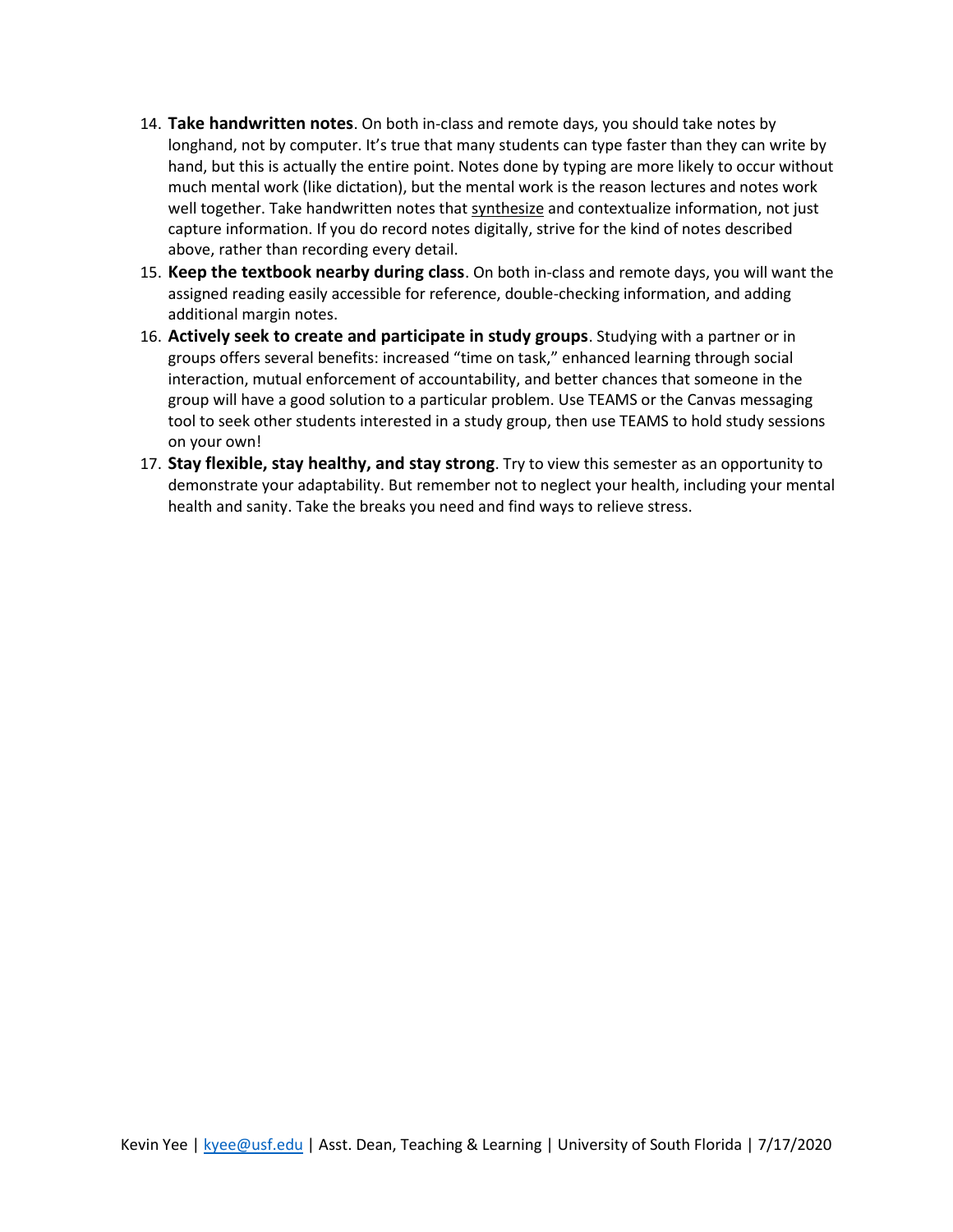14. **Take handwritten notes**. On both in-class and remote days, you should take notes by longhand, not by computer. It's true that many students can type faster than they can write by hand, but this is actually the entire point. Notes done by typing are more likely to occur without much mental work (like dictation), but the mental work is the reason lectures and notes work well together. Take handwritten notes that synthesize and contextualize information, not just capture information. If you do record notes digitally, strive for the kind of notes described above, rather than recording every detail.
15. **Keep the textbook nearby during class**. On both in-class and remote days, you will want the assigned reading easily accessible for reference, double-checking information, and adding additional margin notes.
16. **Actively seek to create and participate in study groups**. Studying with a partner or in groups offers several benefits: increased "time on task," enhanced learning through social interaction, mutual enforcement of accountability, and better chances that someone in the group will have a good solution to a particular problem. Use TEAMS or the Canvas messaging tool to seek other students interested in a study group, then use TEAMS to hold study sessions on your own!
17. **Stay flexible, stay healthy, and stay strong**. Try to view this semester as an opportunity to demonstrate your adaptability. But remember not to neglect your health, including your mental health and sanity. Take the breaks you need and find ways to relieve stress.